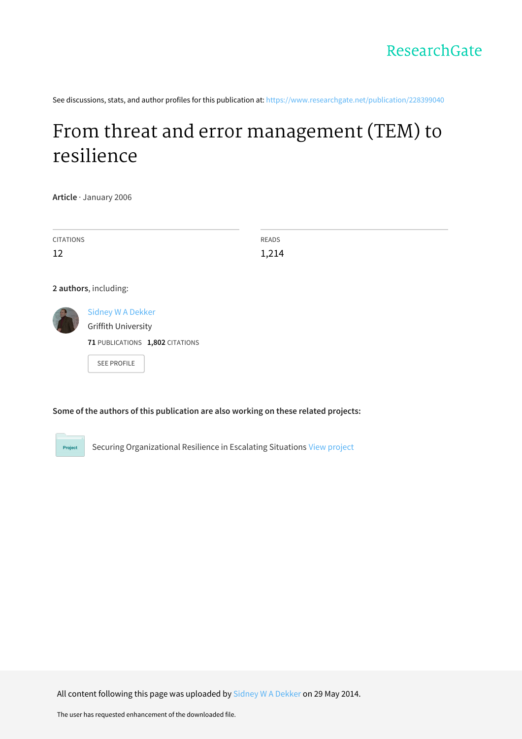ResearchGate

See discussions, stats, and author profiles for this publication at: https://www.researchgate.net/publication/228399040

# From threat and error management (TEM) to resilience

**Article** · January 2006

| CITATIONS | READS |
|---|---|
| 12 | 1,214 |

**2 authors**, including:

Sidney W A Dekker
Griffith University
**71** PUBLICATIONS **1,802** CITATIONS

SEE PROFILE

**Some of the authors of this publication are also working on these related projects:**

Project: Securing Organizational Resilience in Escalating Situations View project

All content following this page was uploaded by Sidney W A Dekker on 29 May 2014.

The user has requested enhancement of the downloaded file.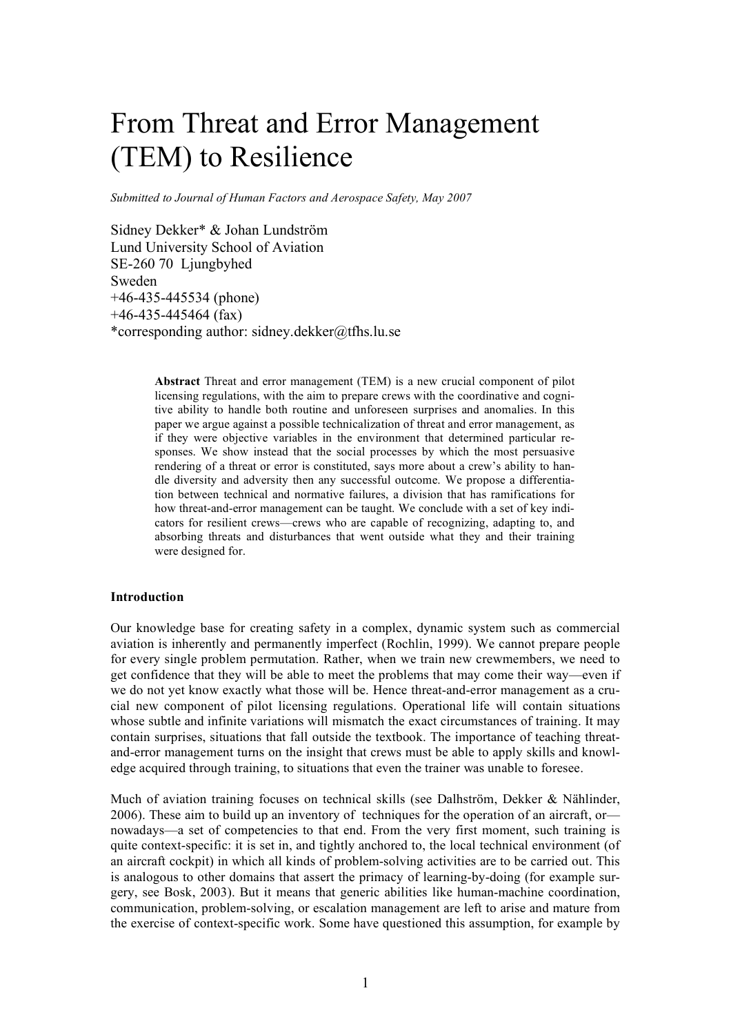# From Threat and Error Management (TEM) to Resilience

*Submitted to Journal of Human Factors and Aerospace Safety, May 2007*

Sidney Dekker* & Johan Lundström
Lund University School of Aviation
SE-260 70 Ljungbyhed
Sweden
+46-435-445534 (phone)
+46-435-445464 (fax)
*corresponding author: sidney.dekker@tfhs.lu.se

> **Abstract** Threat and error management (TEM) is a new crucial component of pilot licensing regulations, with the aim to prepare crews with the coordinative and cognitive ability to handle both routine and unforeseen surprises and anomalies. In this paper we argue against a possible technicalization of threat and error management, as if they were objective variables in the environment that determined particular responses. We show instead that the social processes by which the most persuasive rendering of a threat or error is constituted, says more about a crew's ability to handle diversity and adversity then any successful outcome. We propose a differentiation between technical and normative failures, a division that has ramifications for how threat-and-error management can be taught. We conclude with a set of key indicators for resilient crews—crews who are capable of recognizing, adapting to, and absorbing threats and disturbances that went outside what they and their training were designed for.

**Introduction**

Our knowledge base for creating safety in a complex, dynamic system such as commercial aviation is inherently and permanently imperfect (Rochlin, 1999). We cannot prepare people for every single problem permutation. Rather, when we train new crewmembers, we need to get confidence that they will be able to meet the problems that may come their way—even if we do not yet know exactly what those will be. Hence threat-and-error management as a crucial new component of pilot licensing regulations. Operational life will contain situations whose subtle and infinite variations will mismatch the exact circumstances of training. It may contain surprises, situations that fall outside the textbook. The importance of teaching threat-and-error management turns on the insight that crews must be able to apply skills and knowledge acquired through training, to situations that even the trainer was unable to foresee.

Much of aviation training focuses on technical skills (see Dalhström, Dekker & Nählinder, 2006). These aim to build up an inventory of techniques for the operation of an aircraft, or—nowadays—a set of competencies to that end. From the very first moment, such training is quite context-specific: it is set in, and tightly anchored to, the local technical environment (of an aircraft cockpit) in which all kinds of problem-solving activities are to be carried out. This is analogous to other domains that assert the primacy of learning-by-doing (for example surgery, see Bosk, 2003). But it means that generic abilities like human-machine coordination, communication, problem-solving, or escalation management are left to arise and mature from the exercise of context-specific work. Some have questioned this assumption, for example by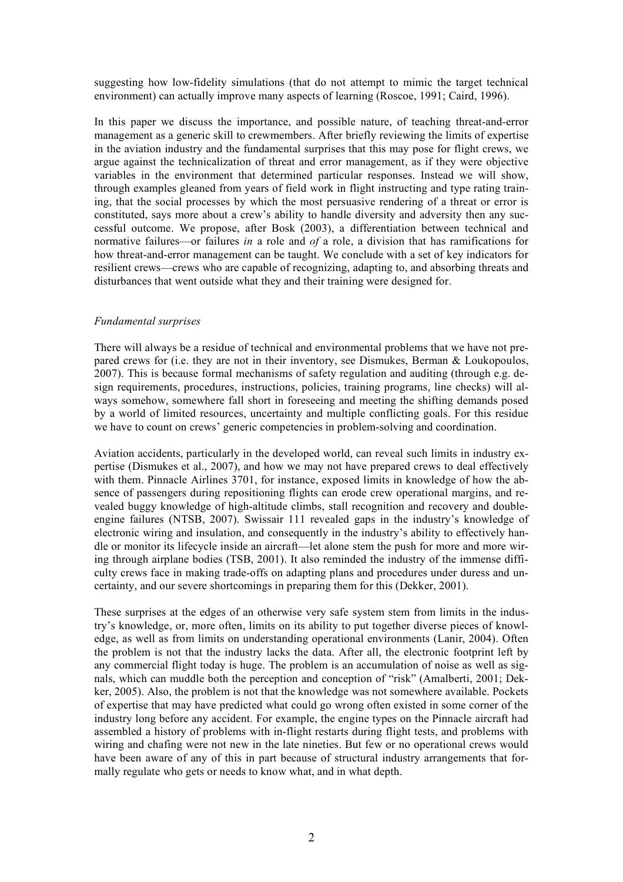suggesting how low-fidelity simulations (that do not attempt to mimic the target technical environment) can actually improve many aspects of learning (Roscoe, 1991; Caird, 1996).

In this paper we discuss the importance, and possible nature, of teaching threat-and-error management as a generic skill to crewmembers. After briefly reviewing the limits of expertise in the aviation industry and the fundamental surprises that this may pose for flight crews, we argue against the technicalization of threat and error management, as if they were objective variables in the environment that determined particular responses. Instead we will show, through examples gleaned from years of field work in flight instructing and type rating training, that the social processes by which the most persuasive rendering of a threat or error is constituted, says more about a crew's ability to handle diversity and adversity then any successful outcome. We propose, after Bosk (2003), a differentiation between technical and normative failures—or failures *in* a role and *of* a role, a division that has ramifications for how threat-and-error management can be taught. We conclude with a set of key indicators for resilient crews—crews who are capable of recognizing, adapting to, and absorbing threats and disturbances that went outside what they and their training were designed for.

*Fundamental surprises*

There will always be a residue of technical and environmental problems that we have not prepared crews for (i.e. they are not in their inventory, see Dismukes, Berman & Loukopoulos, 2007). This is because formal mechanisms of safety regulation and auditing (through e.g. design requirements, procedures, instructions, policies, training programs, line checks) will always somehow, somewhere fall short in foreseeing and meeting the shifting demands posed by a world of limited resources, uncertainty and multiple conflicting goals. For this residue we have to count on crews' generic competencies in problem-solving and coordination.

Aviation accidents, particularly in the developed world, can reveal such limits in industry expertise (Dismukes et al., 2007), and how we may not have prepared crews to deal effectively with them. Pinnacle Airlines 3701, for instance, exposed limits in knowledge of how the absence of passengers during repositioning flights can erode crew operational margins, and revealed buggy knowledge of high-altitude climbs, stall recognition and recovery and double-engine failures (NTSB, 2007). Swissair 111 revealed gaps in the industry's knowledge of electronic wiring and insulation, and consequently in the industry's ability to effectively handle or monitor its lifecycle inside an aircraft—let alone stem the push for more and more wiring through airplane bodies (TSB, 2001). It also reminded the industry of the immense difficulty crews face in making trade-offs on adapting plans and procedures under duress and uncertainty, and our severe shortcomings in preparing them for this (Dekker, 2001).

These surprises at the edges of an otherwise very safe system stem from limits in the industry's knowledge, or, more often, limits on its ability to put together diverse pieces of knowledge, as well as from limits on understanding operational environments (Lanir, 2004). Often the problem is not that the industry lacks the data. After all, the electronic footprint left by any commercial flight today is huge. The problem is an accumulation of noise as well as signals, which can muddle both the perception and conception of "risk" (Amalberti, 2001; Dekker, 2005). Also, the problem is not that the knowledge was not somewhere available. Pockets of expertise that may have predicted what could go wrong often existed in some corner of the industry long before any accident. For example, the engine types on the Pinnacle aircraft had assembled a history of problems with in-flight restarts during flight tests, and problems with wiring and chafing were not new in the late nineties. But few or no operational crews would have been aware of any of this in part because of structural industry arrangements that formally regulate who gets or needs to know what, and in what depth.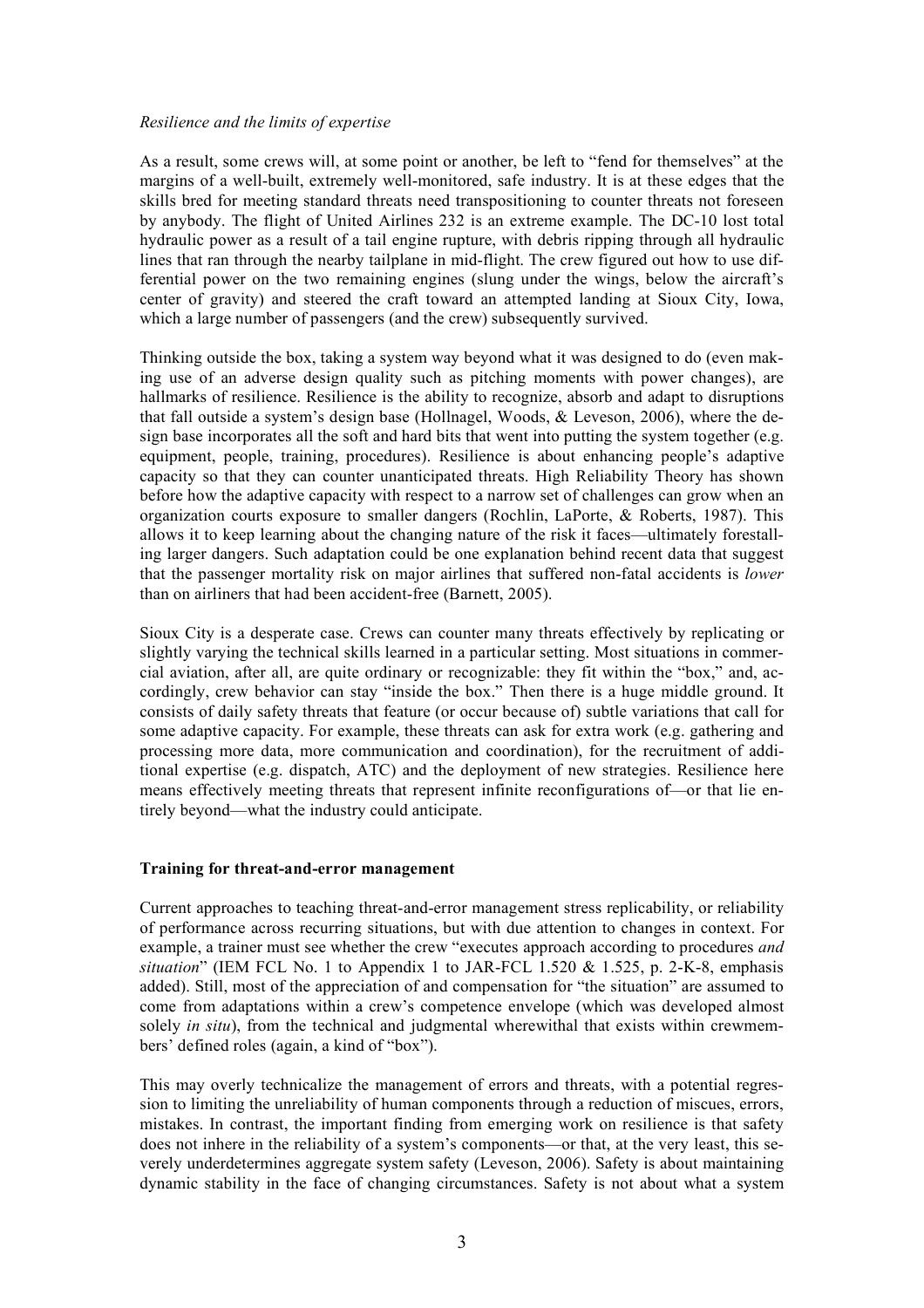*Resilience and the limits of expertise*

As a result, some crews will, at some point or another, be left to "fend for themselves" at the margins of a well-built, extremely well-monitored, safe industry. It is at these edges that the skills bred for meeting standard threats need transpositioning to counter threats not foreseen by anybody. The flight of United Airlines 232 is an extreme example. The DC-10 lost total hydraulic power as a result of a tail engine rupture, with debris ripping through all hydraulic lines that ran through the nearby tailplane in mid-flight. The crew figured out how to use differential power on the two remaining engines (slung under the wings, below the aircraft's center of gravity) and steered the craft toward an attempted landing at Sioux City, Iowa, which a large number of passengers (and the crew) subsequently survived.

Thinking outside the box, taking a system way beyond what it was designed to do (even making use of an adverse design quality such as pitching moments with power changes), are hallmarks of resilience. Resilience is the ability to recognize, absorb and adapt to disruptions that fall outside a system's design base (Hollnagel, Woods, & Leveson, 2006), where the design base incorporates all the soft and hard bits that went into putting the system together (e.g. equipment, people, training, procedures). Resilience is about enhancing people's adaptive capacity so that they can counter unanticipated threats. High Reliability Theory has shown before how the adaptive capacity with respect to a narrow set of challenges can grow when an organization courts exposure to smaller dangers (Rochlin, LaPorte, & Roberts, 1987). This allows it to keep learning about the changing nature of the risk it faces—ultimately forestalling larger dangers. Such adaptation could be one explanation behind recent data that suggest that the passenger mortality risk on major airlines that suffered non-fatal accidents is *lower* than on airliners that had been accident-free (Barnett, 2005).

Sioux City is a desperate case. Crews can counter many threats effectively by replicating or slightly varying the technical skills learned in a particular setting. Most situations in commercial aviation, after all, are quite ordinary or recognizable: they fit within the "box," and, accordingly, crew behavior can stay "inside the box." Then there is a huge middle ground. It consists of daily safety threats that feature (or occur because of) subtle variations that call for some adaptive capacity. For example, these threats can ask for extra work (e.g. gathering and processing more data, more communication and coordination), for the recruitment of additional expertise (e.g. dispatch, ATC) and the deployment of new strategies. Resilience here means effectively meeting threats that represent infinite reconfigurations of—or that lie entirely beyond—what the industry could anticipate.

## Training for threat-and-error management

Current approaches to teaching threat-and-error management stress replicability, or reliability of performance across recurring situations, but with due attention to changes in context. For example, a trainer must see whether the crew "executes approach according to procedures *and situation*" (IEM FCL No. 1 to Appendix 1 to JAR-FCL 1.520 & 1.525, p. 2-K-8, emphasis added). Still, most of the appreciation of and compensation for "the situation" are assumed to come from adaptations within a crew's competence envelope (which was developed almost solely *in situ*), from the technical and judgmental wherewithal that exists within crewmembers' defined roles (again, a kind of "box").

This may overly technicalize the management of errors and threats, with a potential regression to limiting the unreliability of human components through a reduction of miscues, errors, mistakes. In contrast, the important finding from emerging work on resilience is that safety does not inhere in the reliability of a system's components—or that, at the very least, this severely underdetermines aggregate system safety (Leveson, 2006). Safety is about maintaining dynamic stability in the face of changing circumstances. Safety is not about what a system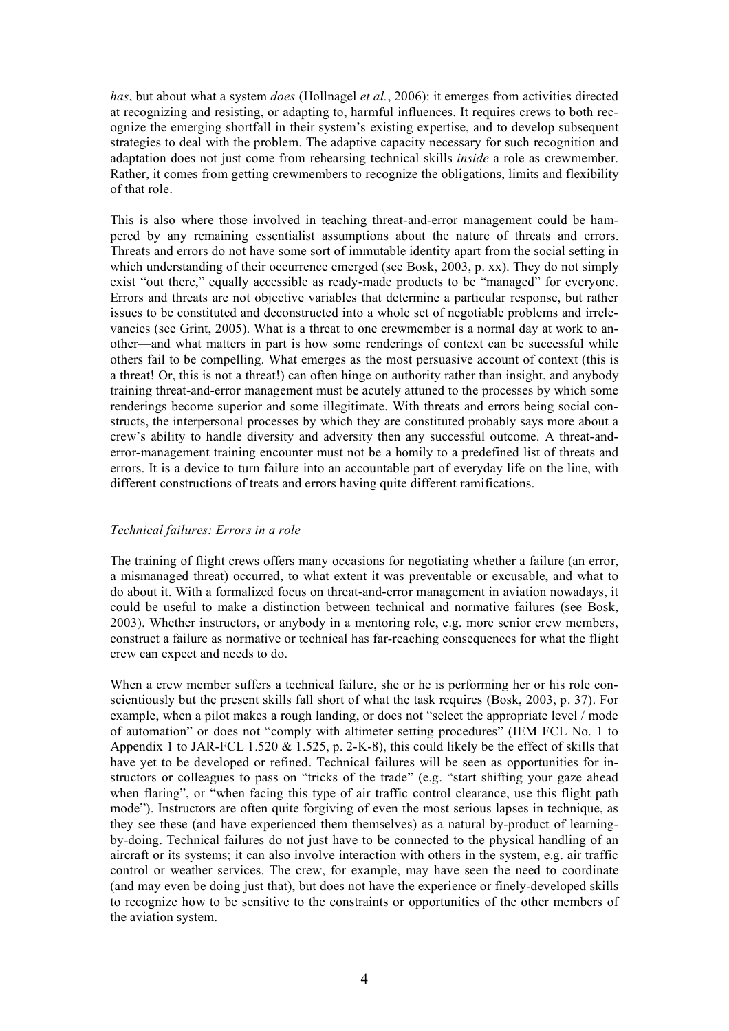*has*, but about what a system *does* (Hollnagel *et al.*, 2006): it emerges from activities directed at recognizing and resisting, or adapting to, harmful influences. It requires crews to both recognize the emerging shortfall in their system's existing expertise, and to develop subsequent strategies to deal with the problem. The adaptive capacity necessary for such recognition and adaptation does not just come from rehearsing technical skills *inside* a role as crewmember. Rather, it comes from getting crewmembers to recognize the obligations, limits and flexibility of that role.

This is also where those involved in teaching threat-and-error management could be hampered by any remaining essentialist assumptions about the nature of threats and errors. Threats and errors do not have some sort of immutable identity apart from the social setting in which understanding of their occurrence emerged (see Bosk, 2003, p. xx). They do not simply exist "out there," equally accessible as ready-made products to be "managed" for everyone. Errors and threats are not objective variables that determine a particular response, but rather issues to be constituted and deconstructed into a whole set of negotiable problems and irrelevancies (see Grint, 2005). What is a threat to one crewmember is a normal day at work to another—and what matters in part is how some renderings of context can be successful while others fail to be compelling. What emerges as the most persuasive account of context (this is a threat! Or, this is not a threat!) can often hinge on authority rather than insight, and anybody training threat-and-error management must be acutely attuned to the processes by which some renderings become superior and some illegitimate. With threats and errors being social constructs, the interpersonal processes by which they are constituted probably says more about a crew's ability to handle diversity and adversity then any successful outcome. A threat-and-error-management training encounter must not be a homily to a predefined list of threats and errors. It is a device to turn failure into an accountable part of everyday life on the line, with different constructions of treats and errors having quite different ramifications.

### *Technical failures: Errors in a role*

The training of flight crews offers many occasions for negotiating whether a failure (an error, a mismanaged threat) occurred, to what extent it was preventable or excusable, and what to do about it. With a formalized focus on threat-and-error management in aviation nowadays, it could be useful to make a distinction between technical and normative failures (see Bosk, 2003). Whether instructors, or anybody in a mentoring role, e.g. more senior crew members, construct a failure as normative or technical has far-reaching consequences for what the flight crew can expect and needs to do.

When a crew member suffers a technical failure, she or he is performing her or his role conscientiously but the present skills fall short of what the task requires (Bosk, 2003, p. 37). For example, when a pilot makes a rough landing, or does not "select the appropriate level / mode of automation" or does not "comply with altimeter setting procedures" (IEM FCL No. 1 to Appendix 1 to JAR-FCL 1.520 & 1.525, p. 2-K-8), this could likely be the effect of skills that have yet to be developed or refined. Technical failures will be seen as opportunities for instructors or colleagues to pass on "tricks of the trade" (e.g. "start shifting your gaze ahead when flaring", or "when facing this type of air traffic control clearance, use this flight path mode"). Instructors are often quite forgiving of even the most serious lapses in technique, as they see these (and have experienced them themselves) as a natural by-product of learning-by-doing. Technical failures do not just have to be connected to the physical handling of an aircraft or its systems; it can also involve interaction with others in the system, e.g. air traffic control or weather services. The crew, for example, may have seen the need to coordinate (and may even be doing just that), but does not have the experience or finely-developed skills to recognize how to be sensitive to the constraints or opportunities of the other members of the aviation system.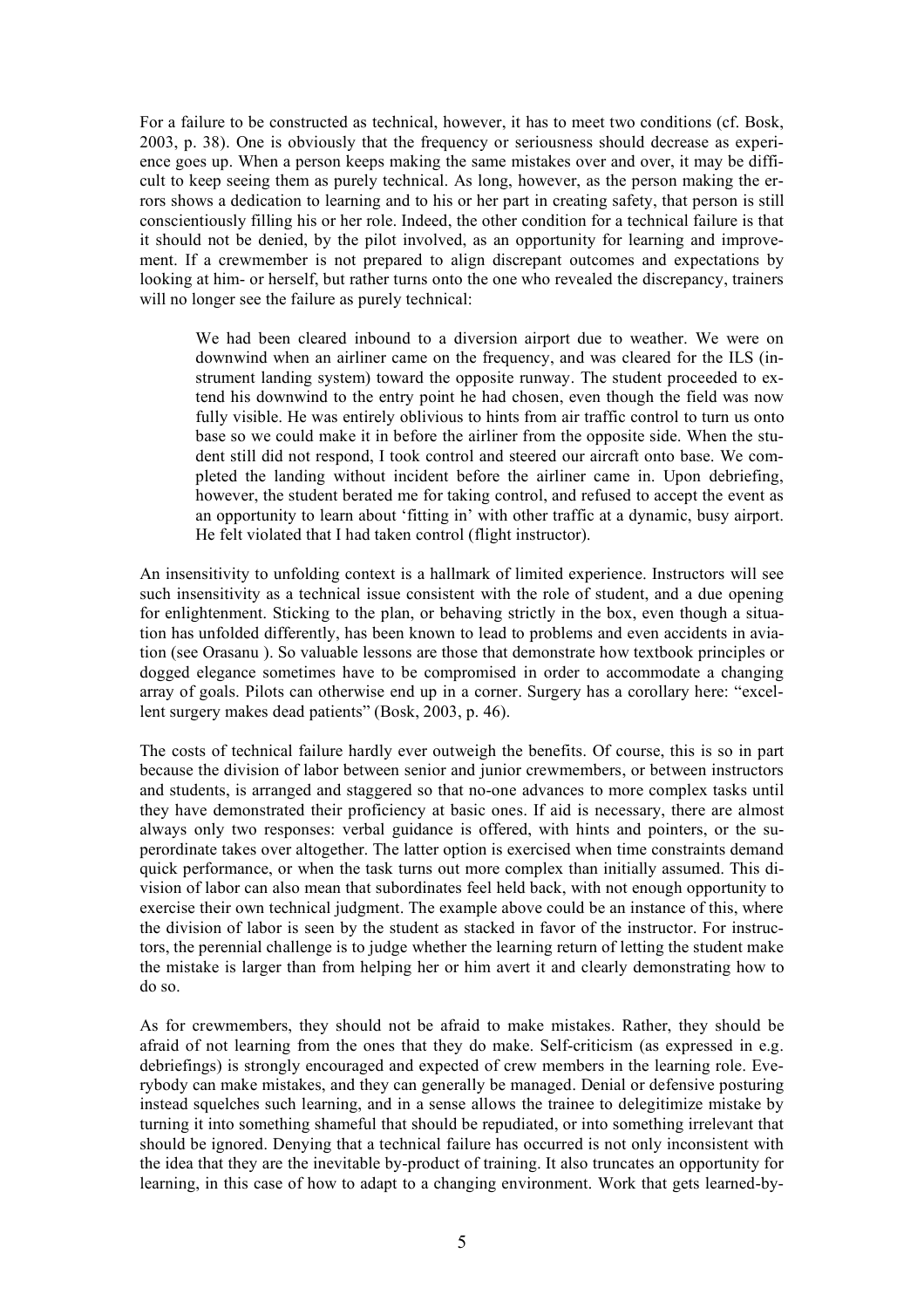For a failure to be constructed as technical, however, it has to meet two conditions (cf. Bosk, 2003, p. 38). One is obviously that the frequency or seriousness should decrease as experience goes up. When a person keeps making the same mistakes over and over, it may be difficult to keep seeing them as purely technical. As long, however, as the person making the errors shows a dedication to learning and to his or her part in creating safety, that person is still conscientiously filling his or her role. Indeed, the other condition for a technical failure is that it should not be denied, by the pilot involved, as an opportunity for learning and improvement. If a crewmember is not prepared to align discrepant outcomes and expectations by looking at him- or herself, but rather turns onto the one who revealed the discrepancy, trainers will no longer see the failure as purely technical:

> We had been cleared inbound to a diversion airport due to weather. We were on downwind when an airliner came on the frequency, and was cleared for the ILS (instrument landing system) toward the opposite runway. The student proceeded to extend his downwind to the entry point he had chosen, even though the field was now fully visible. He was entirely oblivious to hints from air traffic control to turn us onto base so we could make it in before the airliner from the opposite side. When the student still did not respond, I took control and steered our aircraft onto base. We completed the landing without incident before the airliner came in. Upon debriefing, however, the student berated me for taking control, and refused to accept the event as an opportunity to learn about 'fitting in' with other traffic at a dynamic, busy airport. He felt violated that I had taken control (flight instructor).

An insensitivity to unfolding context is a hallmark of limited experience. Instructors will see such insensitivity as a technical issue consistent with the role of student, and a due opening for enlightenment. Sticking to the plan, or behaving strictly in the box, even though a situation has unfolded differently, has been known to lead to problems and even accidents in aviation (see Orasanu ). So valuable lessons are those that demonstrate how textbook principles or dogged elegance sometimes have to be compromised in order to accommodate a changing array of goals. Pilots can otherwise end up in a corner. Surgery has a corollary here: "excellent surgery makes dead patients" (Bosk, 2003, p. 46).

The costs of technical failure hardly ever outweigh the benefits. Of course, this is so in part because the division of labor between senior and junior crewmembers, or between instructors and students, is arranged and staggered so that no-one advances to more complex tasks until they have demonstrated their proficiency at basic ones. If aid is necessary, there are almost always only two responses: verbal guidance is offered, with hints and pointers, or the superordinate takes over altogether. The latter option is exercised when time constraints demand quick performance, or when the task turns out more complex than initially assumed. This division of labor can also mean that subordinates feel held back, with not enough opportunity to exercise their own technical judgment. The example above could be an instance of this, where the division of labor is seen by the student as stacked in favor of the instructor. For instructors, the perennial challenge is to judge whether the learning return of letting the student make the mistake is larger than from helping her or him avert it and clearly demonstrating how to do so.

As for crewmembers, they should not be afraid to make mistakes. Rather, they should be afraid of not learning from the ones that they do make. Self-criticism (as expressed in e.g. debriefings) is strongly encouraged and expected of crew members in the learning role. Everybody can make mistakes, and they can generally be managed. Denial or defensive posturing instead squelches such learning, and in a sense allows the trainee to delegitimize mistake by turning it into something shameful that should be repudiated, or into something irrelevant that should be ignored. Denying that a technical failure has occurred is not only inconsistent with the idea that they are the inevitable by-product of training. It also truncates an opportunity for learning, in this case of how to adapt to a changing environment. Work that gets learned-by-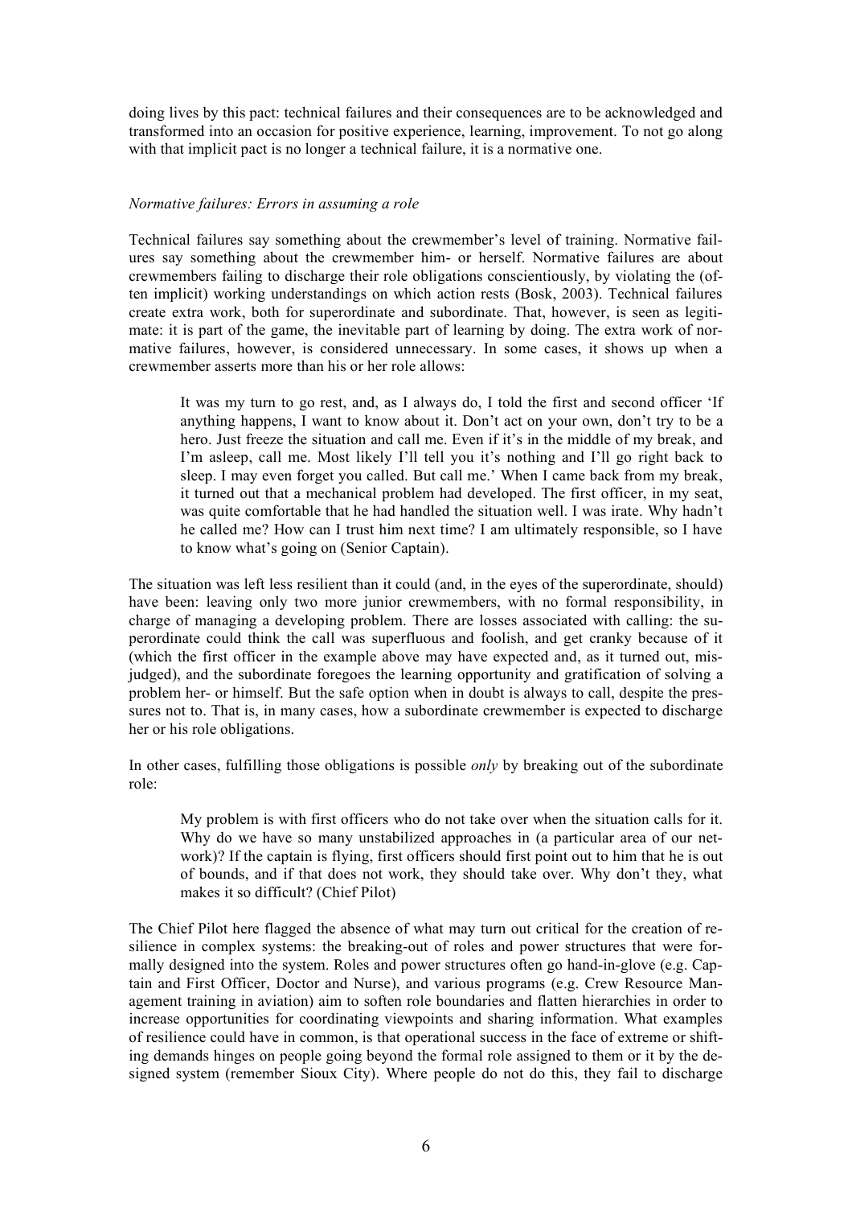doing lives by this pact: technical failures and their consequences are to be acknowledged and transformed into an occasion for positive experience, learning, improvement. To not go along with that implicit pact is no longer a technical failure, it is a normative one.

### *Normative failures: Errors in assuming a role*

Technical failures say something about the crewmember's level of training. Normative failures say something about the crewmember him- or herself. Normative failures are about crewmembers failing to discharge their role obligations conscientiously, by violating the (often implicit) working understandings on which action rests (Bosk, 2003). Technical failures create extra work, both for superordinate and subordinate. That, however, is seen as legitimate: it is part of the game, the inevitable part of learning by doing. The extra work of normative failures, however, is considered unnecessary. In some cases, it shows up when a crewmember asserts more than his or her role allows:

> It was my turn to go rest, and, as I always do, I told the first and second officer 'If anything happens, I want to know about it. Don't act on your own, don't try to be a hero. Just freeze the situation and call me. Even if it's in the middle of my break, and I'm asleep, call me. Most likely I'll tell you it's nothing and I'll go right back to sleep. I may even forget you called. But call me.' When I came back from my break, it turned out that a mechanical problem had developed. The first officer, in my seat, was quite comfortable that he had handled the situation well. I was irate. Why hadn't he called me? How can I trust him next time? I am ultimately responsible, so I have to know what's going on (Senior Captain).

The situation was left less resilient than it could (and, in the eyes of the superordinate, should) have been: leaving only two more junior crewmembers, with no formal responsibility, in charge of managing a developing problem. There are losses associated with calling: the superordinate could think the call was superfluous and foolish, and get cranky because of it (which the first officer in the example above may have expected and, as it turned out, misjudged), and the subordinate foregoes the learning opportunity and gratification of solving a problem her- or himself. But the safe option when in doubt is always to call, despite the pressures not to. That is, in many cases, how a subordinate crewmember is expected to discharge her or his role obligations.

In other cases, fulfilling those obligations is possible *only* by breaking out of the subordinate role:

> My problem is with first officers who do not take over when the situation calls for it. Why do we have so many unstabilized approaches in (a particular area of our network)? If the captain is flying, first officers should first point out to him that he is out of bounds, and if that does not work, they should take over. Why don't they, what makes it so difficult? (Chief Pilot)

The Chief Pilot here flagged the absence of what may turn out critical for the creation of resilience in complex systems: the breaking-out of roles and power structures that were formally designed into the system. Roles and power structures often go hand-in-glove (e.g. Captain and First Officer, Doctor and Nurse), and various programs (e.g. Crew Resource Management training in aviation) aim to soften role boundaries and flatten hierarchies in order to increase opportunities for coordinating viewpoints and sharing information. What examples of resilience could have in common, is that operational success in the face of extreme or shifting demands hinges on people going beyond the formal role assigned to them or it by the designed system (remember Sioux City). Where people do not do this, they fail to discharge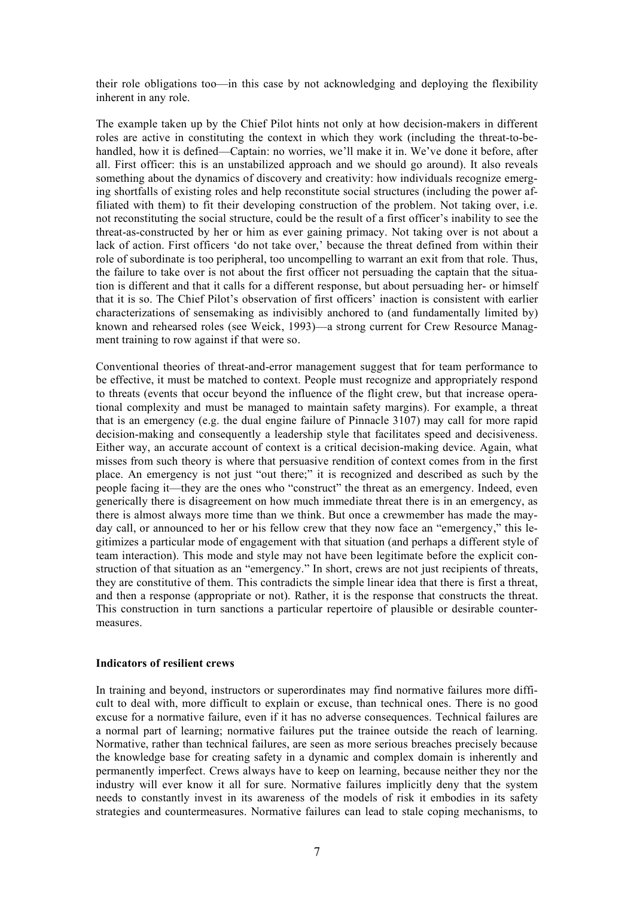their role obligations too—in this case by not acknowledging and deploying the flexibility inherent in any role.

The example taken up by the Chief Pilot hints not only at how decision-makers in different roles are active in constituting the context in which they work (including the threat-to-be-handled, how it is defined—Captain: no worries, we'll make it in. We've done it before, after all. First officer: this is an unstabilized approach and we should go around). It also reveals something about the dynamics of discovery and creativity: how individuals recognize emerging shortfalls of existing roles and help reconstitute social structures (including the power affiliated with them) to fit their developing construction of the problem. Not taking over, i.e. not reconstituting the social structure, could be the result of a first officer's inability to see the threat-as-constructed by her or him as ever gaining primacy. Not taking over is not about a lack of action. First officers 'do not take over,' because the threat defined from within their role of subordinate is too peripheral, too uncompelling to warrant an exit from that role. Thus, the failure to take over is not about the first officer not persuading the captain that the situation is different and that it calls for a different response, but about persuading her- or himself that it is so. The Chief Pilot's observation of first officers' inaction is consistent with earlier characterizations of sensemaking as indivisibly anchored to (and fundamentally limited by) known and rehearsed roles (see Weick, 1993)—a strong current for Crew Resource Management training to row against if that were so.

Conventional theories of threat-and-error management suggest that for team performance to be effective, it must be matched to context. People must recognize and appropriately respond to threats (events that occur beyond the influence of the flight crew, but that increase operational complexity and must be managed to maintain safety margins). For example, a threat that is an emergency (e.g. the dual engine failure of Pinnacle 3107) may call for more rapid decision-making and consequently a leadership style that facilitates speed and decisiveness. Either way, an accurate account of context is a critical decision-making device. Again, what misses from such theory is where that persuasive rendition of context comes from in the first place. An emergency is not just "out there;" it is recognized and described as such by the people facing it—they are the ones who "construct" the threat as an emergency. Indeed, even generically there is disagreement on how much immediate threat there is in an emergency, as there is almost always more time than we think. But once a crewmember has made the mayday call, or announced to her or his fellow crew that they now face an "emergency," this legitimizes a particular mode of engagement with that situation (and perhaps a different style of team interaction). This mode and style may not have been legitimate before the explicit construction of that situation as an "emergency." In short, crews are not just recipients of threats, they are constitutive of them. This contradicts the simple linear idea that there is first a threat, and then a response (appropriate or not). Rather, it is the response that constructs the threat. This construction in turn sanctions a particular repertoire of plausible or desirable countermeasures.

## Indicators of resilient crews

In training and beyond, instructors or superordinates may find normative failures more difficult to deal with, more difficult to explain or excuse, than technical ones. There is no good excuse for a normative failure, even if it has no adverse consequences. Technical failures are a normal part of learning; normative failures put the trainee outside the reach of learning. Normative, rather than technical failures, are seen as more serious breaches precisely because the knowledge base for creating safety in a dynamic and complex domain is inherently and permanently imperfect. Crews always have to keep on learning, because neither they nor the industry will ever know it all for sure. Normative failures implicitly deny that the system needs to constantly invest in its awareness of the models of risk it embodies in its safety strategies and countermeasures. Normative failures can lead to stale coping mechanisms, to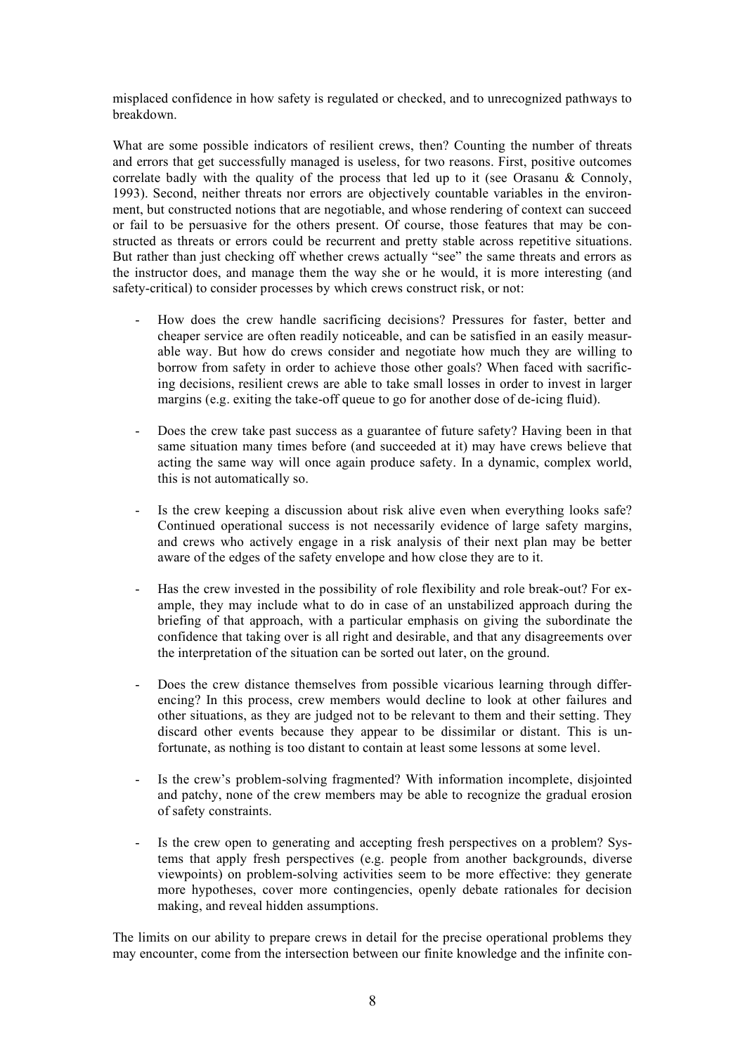misplaced confidence in how safety is regulated or checked, and to unrecognized pathways to breakdown.

What are some possible indicators of resilient crews, then? Counting the number of threats and errors that get successfully managed is useless, for two reasons. First, positive outcomes correlate badly with the quality of the process that led up to it (see Orasanu & Connoly, 1993). Second, neither threats nor errors are objectively countable variables in the environment, but constructed notions that are negotiable, and whose rendering of context can succeed or fail to be persuasive for the others present. Of course, those features that may be constructed as threats or errors could be recurrent and pretty stable across repetitive situations. But rather than just checking off whether crews actually "see" the same threats and errors as the instructor does, and manage them the way she or he would, it is more interesting (and safety-critical) to consider processes by which crews construct risk, or not:

- How does the crew handle sacrificing decisions? Pressures for faster, better and cheaper service are often readily noticeable, and can be satisfied in an easily measurable way. But how do crews consider and negotiate how much they are willing to borrow from safety in order to achieve those other goals? When faced with sacrificing decisions, resilient crews are able to take small losses in order to invest in larger margins (e.g. exiting the take-off queue to go for another dose of de-icing fluid).

- Does the crew take past success as a guarantee of future safety? Having been in that same situation many times before (and succeeded at it) may have crews believe that acting the same way will once again produce safety. In a dynamic, complex world, this is not automatically so.

- Is the crew keeping a discussion about risk alive even when everything looks safe? Continued operational success is not necessarily evidence of large safety margins, and crews who actively engage in a risk analysis of their next plan may be better aware of the edges of the safety envelope and how close they are to it.

- Has the crew invested in the possibility of role flexibility and role break-out? For example, they may include what to do in case of an unstabilized approach during the briefing of that approach, with a particular emphasis on giving the subordinate the confidence that taking over is all right and desirable, and that any disagreements over the interpretation of the situation can be sorted out later, on the ground.

- Does the crew distance themselves from possible vicarious learning through differencing? In this process, crew members would decline to look at other failures and other situations, as they are judged not to be relevant to them and their setting. They discard other events because they appear to be dissimilar or distant. This is unfortunate, as nothing is too distant to contain at least some lessons at some level.

- Is the crew's problem-solving fragmented? With information incomplete, disjointed and patchy, none of the crew members may be able to recognize the gradual erosion of safety constraints.

- Is the crew open to generating and accepting fresh perspectives on a problem? Systems that apply fresh perspectives (e.g. people from another backgrounds, diverse viewpoints) on problem-solving activities seem to be more effective: they generate more hypotheses, cover more contingencies, openly debate rationales for decision making, and reveal hidden assumptions.

The limits on our ability to prepare crews in detail for the precise operational problems they may encounter, come from the intersection between our finite knowledge and the infinite con-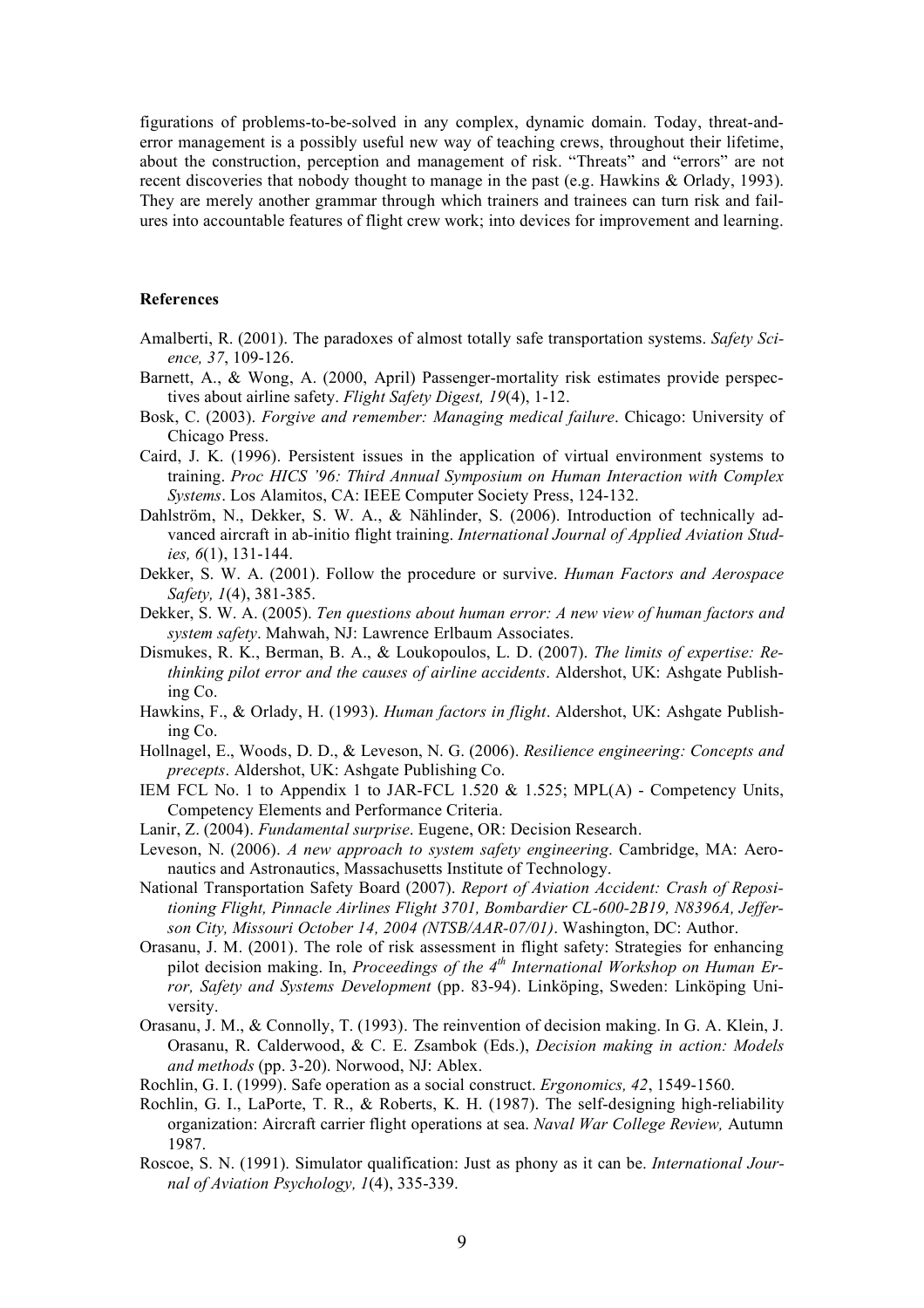figurations of problems-to-be-solved in any complex, dynamic domain. Today, threat-and-error management is a possibly useful new way of teaching crews, throughout their lifetime, about the construction, perception and management of risk. "Threats" and "errors" are not recent discoveries that nobody thought to manage in the past (e.g. Hawkins & Orlady, 1993). They are merely another grammar through which trainers and trainees can turn risk and failures into accountable features of flight crew work; into devices for improvement and learning.

## References

Amalberti, R. (2001). The paradoxes of almost totally safe transportation systems. *Safety Science, 37*, 109-126.

Barnett, A., & Wong, A. (2000, April) Passenger-mortality risk estimates provide perspectives about airline safety. *Flight Safety Digest, 19*(4), 1-12.

Bosk, C. (2003). *Forgive and remember: Managing medical failure*. Chicago: University of Chicago Press.

Caird, J. K. (1996). Persistent issues in the application of virtual environment systems to training. *Proc HICS '96: Third Annual Symposium on Human Interaction with Complex Systems*. Los Alamitos, CA: IEEE Computer Society Press, 124-132.

Dahlström, N., Dekker, S. W. A., & Nählinder, S. (2006). Introduction of technically advanced aircraft in ab-initio flight training. *International Journal of Applied Aviation Studies, 6*(1), 131-144.

Dekker, S. W. A. (2001). Follow the procedure or survive. *Human Factors and Aerospace Safety, 1*(4), 381-385.

Dekker, S. W. A. (2005). *Ten questions about human error: A new view of human factors and system safety*. Mahwah, NJ: Lawrence Erlbaum Associates.

Dismukes, R. K., Berman, B. A., & Loukopoulos, L. D. (2007). *The limits of expertise: Rethinking pilot error and the causes of airline accidents*. Aldershot, UK: Ashgate Publishing Co.

Hawkins, F., & Orlady, H. (1993). *Human factors in flight*. Aldershot, UK: Ashgate Publishing Co.

Hollnagel, E., Woods, D. D., & Leveson, N. G. (2006). *Resilience engineering: Concepts and precepts*. Aldershot, UK: Ashgate Publishing Co.

IEM FCL No. 1 to Appendix 1 to JAR-FCL 1.520 & 1.525; MPL(A) - Competency Units, Competency Elements and Performance Criteria.

Lanir, Z. (2004). *Fundamental surprise*. Eugene, OR: Decision Research.

Leveson, N. (2006). *A new approach to system safety engineering*. Cambridge, MA: Aeronautics and Astronautics, Massachusetts Institute of Technology.

National Transportation Safety Board (2007). *Report of Aviation Accident: Crash of Repositioning Flight, Pinnacle Airlines Flight 3701, Bombardier CL-600-2B19, N8396A, Jefferson City, Missouri October 14, 2004 (NTSB/AAR-07/01)*. Washington, DC: Author.

Orasanu, J. M. (2001). The role of risk assessment in flight safety: Strategies for enhancing pilot decision making. In, *Proceedings of the 4th International Workshop on Human Error, Safety and Systems Development* (pp. 83-94). Linköping, Sweden: Linköping University.

Orasanu, J. M., & Connolly, T. (1993). The reinvention of decision making. In G. A. Klein, J. Orasanu, R. Calderwood, & C. E. Zsambok (Eds.), *Decision making in action: Models and methods* (pp. 3-20). Norwood, NJ: Ablex.

Rochlin, G. I. (1999). Safe operation as a social construct. *Ergonomics, 42*, 1549-1560.

Rochlin, G. I., LaPorte, T. R., & Roberts, K. H. (1987). The self-designing high-reliability organization: Aircraft carrier flight operations at sea. *Naval War College Review,* Autumn 1987.

Roscoe, S. N. (1991). Simulator qualification: Just as phony as it can be. *International Journal of Aviation Psychology, 1*(4), 335-339.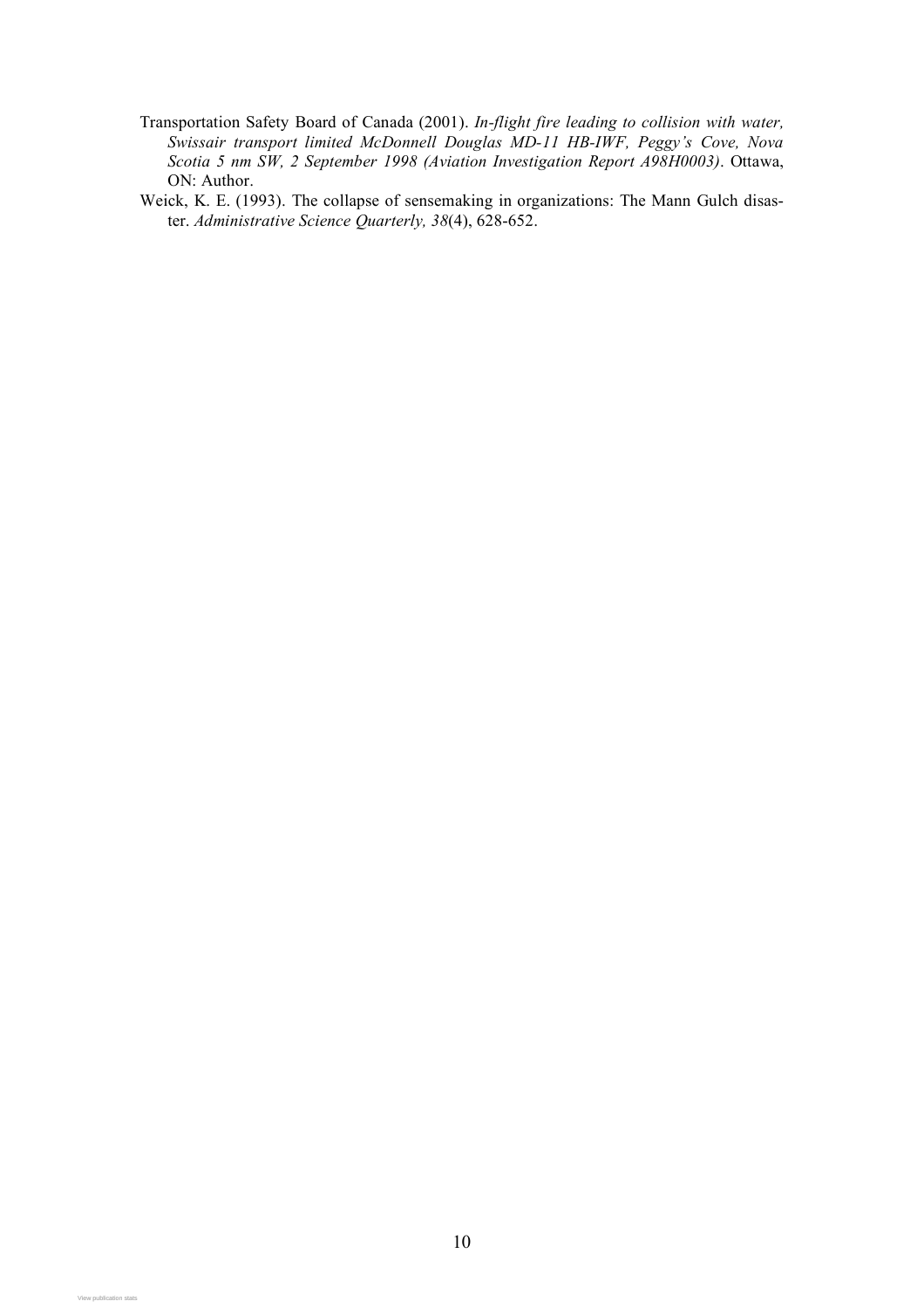Transportation Safety Board of Canada (2001). *In-flight fire leading to collision with water, Swissair transport limited McDonnell Douglas MD-11 HB-IWF, Peggy's Cove, Nova Scotia 5 nm SW, 2 September 1998 (Aviation Investigation Report A98H0003)*. Ottawa, ON: Author.

Weick, K. E. (1993). The collapse of sensemaking in organizations: The Mann Gulch disaster. *Administrative Science Quarterly, 38*(4), 628-652.